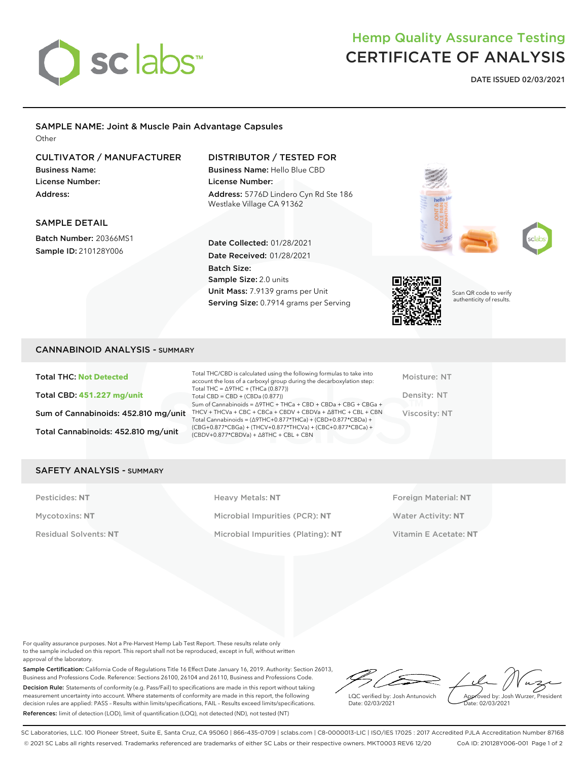# Hemp Quality Assurance Testing
# CERTIFICATE OF ANALYSIS

**DATE ISSUED 02/03/2021**

## SAMPLE NAME: Joint & Muscle Pain Advantage Capsules

Other

### CULTIVATOR / MANUFACTURER

**Business Name:**
**License Number:**
**Address:**

### DISTRIBUTOR / TESTED FOR

**Business Name:** Hello Blue CBD
**License Number:**
**Address:** 5776D Lindero Cyn Rd Ste 186 Westlake Village CA 91362

### SAMPLE DETAIL

**Batch Number:** 20366MS1
**Sample ID:** 210128Y006

**Date Collected:** 01/28/2021
**Date Received:** 01/28/2021
**Batch Size:**
**Sample Size:** 2.0 units
**Unit Mass:** 7.9139 grams per Unit
**Serving Size:** 0.7914 grams per Serving

Scan QR code to verify authenticity of results.

## CANNABINOID ANALYSIS - SUMMARY

**Total THC: Not Detected**

**Total CBD: 451.227 mg/unit**

**Sum of Cannabinoids: 452.810 mg/unit**

**Total Cannabinoids: 452.810 mg/unit**

Total THC/CBD is calculated using the following formulas to take into account the loss of a carboxyl group during the decarboxylation step:
Total THC = Δ9THC + (THCa (0.877))
Total CBD = CBD + (CBDa (0.877))
Sum of Cannabinoids = Δ9THC + THCa + CBD + CBDa + CBG + CBGa + THCV + THCVa + CBC + CBCa + CBDV + CBDVa + Δ8THC + CBL + CBN
Total Cannabinoids = (Δ9THC+0.877*THCa) + (CBD+0.877*CBDa) + (CBG+0.877*CBGa) + (THCV+0.877*THCVa) + (CBC+0.877*CBCa) + (CBDV+0.877*CBDVa) + Δ8THC + CBL + CBN

Moisture: NT
Density: NT
Viscosity: NT

## SAFETY ANALYSIS - SUMMARY

| | | |
|---|---|---|
| Pesticides: **NT** | Heavy Metals: **NT** | Foreign Material: **NT** |
| Mycotoxins: **NT** | Microbial Impurities (PCR): **NT** | Water Activity: **NT** |
| Residual Solvents: **NT** | Microbial Impurities (Plating): **NT** | Vitamin E Acetate: **NT** |

For quality assurance purposes. Not a Pre-Harvest Hemp Lab Test Report. These results relate only to the sample included on this report. This report shall not be reproduced, except in full, without written approval of the laboratory.

**Sample Certification:** California Code of Regulations Title 16 Effect Date January 16, 2019. Authority: Section 26013, Business and Professions Code. Reference: Sections 26100, 26104 and 26110, Business and Professions Code.

**Decision Rule:** Statements of conformity (e.g. Pass/Fail) to specifications are made in this report without taking measurement uncertainty into account. Where statements of conformity are made in this report, the following decision rules are applied: PASS – Results within limits/specifications, FAIL – Results exceed limits/specifications.

**References:** limit of detection (LOD), limit of quantification (LOQ), not detected (ND), not tested (NT)

LQC verified by: Josh Antunovich
Date: 02/03/2021

Approved by: Josh Wurzer, President
Date: 02/03/2021

SC Laboratories, LLC. 100 Pioneer Street, Suite E, Santa Cruz, CA 95060 | 866-435-0709 | sclabs.com | C8-0000013-LIC | ISO/IES 17025 : 2017 Accredited PJLA Accreditation Number 87168
© 2021 SC Labs all rights reserved. Trademarks referenced are trademarks of either SC Labs or their respective owners. MKT0003 REV6 12/20 CoA ID: 210128Y006-001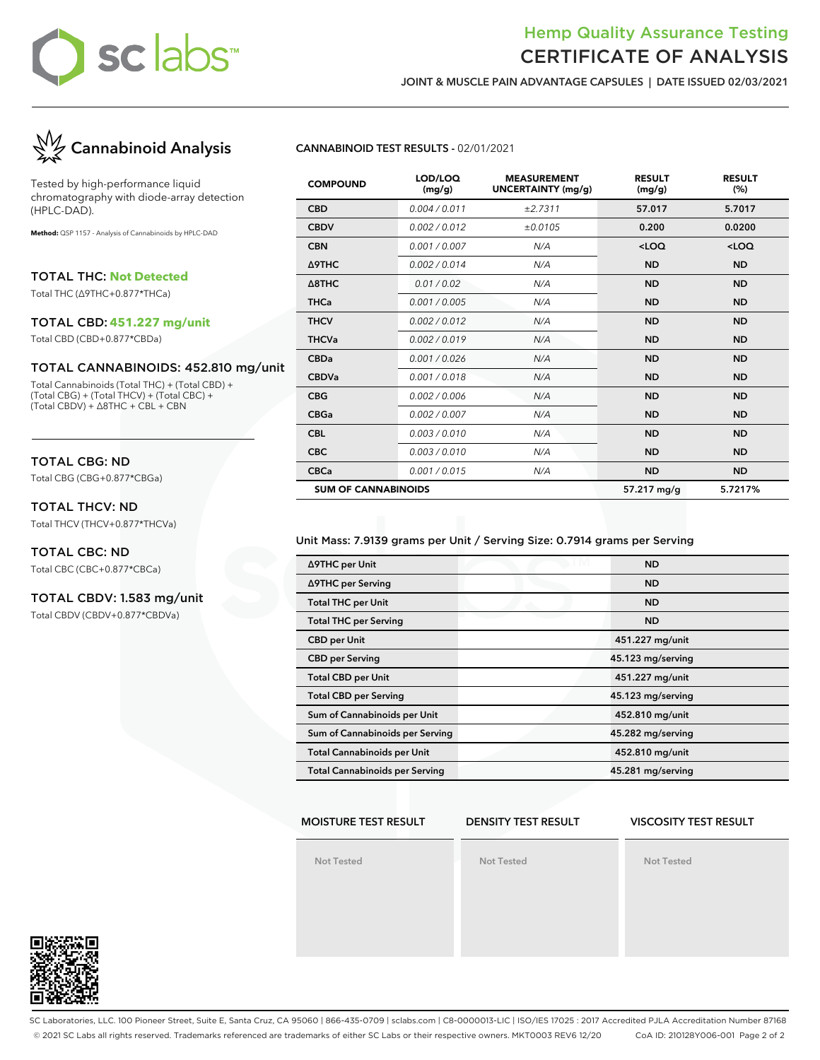# Hemp Quality Assurance Testing
# CERTIFICATE OF ANALYSIS

**JOINT & MUSCLE PAIN ADVANTAGE CAPSULES | DATE ISSUED 02/03/2021**

## Cannabinoid Analysis

Tested by high-performance liquid chromatography with diode-array detection (HPLC-DAD).

**Method:** QSP 1157 - Analysis of Cannabinoids by HPLC-DAD

**TOTAL THC: Not Detected**
Total THC (Δ9THC+0.877*THCa)

**TOTAL CBD: 451.227 mg/unit**
Total CBD (CBD+0.877*CBDa)

**TOTAL CANNABINOIDS: 452.810 mg/unit**
Total Cannabinoids (Total THC) + (Total CBD) + (Total CBG) + (Total THCV) + (Total CBC) + (Total CBDV) + Δ8THC + CBL + CBN

**TOTAL CBG: ND**
Total CBG (CBG+0.877*CBGa)

**TOTAL THCV: ND**
Total THCV (THCV+0.877*THCVa)

**TOTAL CBC: ND**
Total CBC (CBC+0.877*CBCa)

**TOTAL CBDV: 1.583 mg/unit**
Total CBDV (CBDV+0.877*CBDVa)

### CANNABINOID TEST RESULTS - 02/01/2021

| COMPOUND | LOD/LOQ (mg/g) | MEASUREMENT UNCERTAINTY (mg/g) | RESULT (mg/g) | RESULT (%) |
|---|---|---|---|---|
| CBD | 0.004 / 0.011 | ±2.7311 | 57.017 | 5.7017 |
| CBDV | 0.002 / 0.012 | ±0.0105 | 0.200 | 0.0200 |
| CBN | 0.001 / 0.007 | N/A | <LOQ | <LOQ |
| Δ9THC | 0.002 / 0.014 | N/A | ND | ND |
| Δ8THC | 0.01 / 0.02 | N/A | ND | ND |
| THCa | 0.001 / 0.005 | N/A | ND | ND |
| THCV | 0.002 / 0.012 | N/A | ND | ND |
| THCVa | 0.002 / 0.019 | N/A | ND | ND |
| CBDa | 0.001 / 0.026 | N/A | ND | ND |
| CBDVa | 0.001 / 0.018 | N/A | ND | ND |
| CBG | 0.002 / 0.006 | N/A | ND | ND |
| CBGa | 0.002 / 0.007 | N/A | ND | ND |
| CBL | 0.003 / 0.010 | N/A | ND | ND |
| CBC | 0.003 / 0.010 | N/A | ND | ND |
| CBCa | 0.001 / 0.015 | N/A | ND | ND |
| SUM OF CANNABINOIDS | | | 57.217 mg/g | 5.7217% |

Unit Mass: 7.9139 grams per Unit / Serving Size: 0.7914 grams per Serving

| | |
|---|---|
| Δ9THC per Unit | ND |
| Δ9THC per Serving | ND |
| Total THC per Unit | ND |
| Total THC per Serving | ND |
| CBD per Unit | 451.227 mg/unit |
| CBD per Serving | 45.123 mg/serving |
| Total CBD per Unit | 451.227 mg/unit |
| Total CBD per Serving | 45.123 mg/serving |
| Sum of Cannabinoids per Unit | 452.810 mg/unit |
| Sum of Cannabinoids per Serving | 45.282 mg/serving |
| Total Cannabinoids per Unit | 452.810 mg/unit |
| Total Cannabinoids per Serving | 45.281 mg/serving |

| MOISTURE TEST RESULT | DENSITY TEST RESULT | VISCOSITY TEST RESULT |
|---|---|---|
| Not Tested | Not Tested | Not Tested |

SC Laboratories, LLC. 100 Pioneer Street, Suite E, Santa Cruz, CA 95060 | 866-435-0709 | sclabs.com | C8-0000013-LIC | ISO/IES 17025 : 2017 Accredited PJLA Accreditation Number 87168

© 2021 SC Labs all rights reserved. Trademarks referenced are trademarks of either SC Labs or their respective owners. MKT0003 REV6 12/20 CoA ID: 210128Y006-001